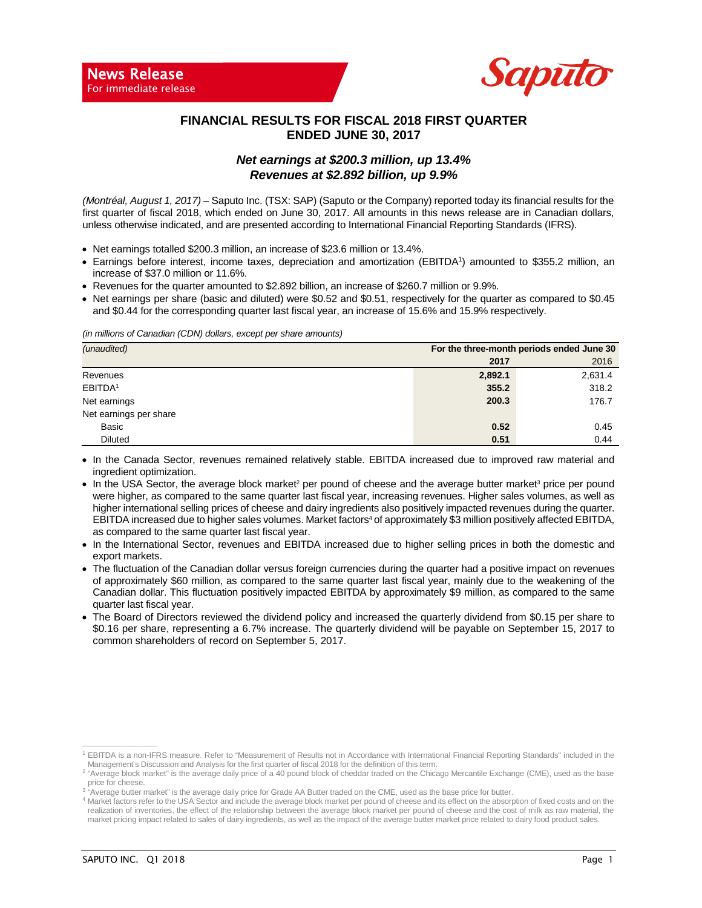**News Release**
For immediate release

Saputo

# FINANCIAL RESULTS FOR FISCAL 2018 FIRST QUARTER ENDED JUNE 30, 2017

## *Net earnings at $200.3 million, up 13.4%*
## *Revenues at $2.892 billion, up 9.9%*

*(Montréal, August 1, 2017)* – Saputo Inc. (TSX: SAP) (Saputo or the Company) reported today its financial results for the first quarter of fiscal 2018, which ended on June 30, 2017. All amounts in this news release are in Canadian dollars, unless otherwise indicated, and are presented according to International Financial Reporting Standards (IFRS).

- Net earnings totalled $200.3 million, an increase of $23.6 million or 13.4%.
- Earnings before interest, income taxes, depreciation and amortization (EBITDA[1]) amounted to $355.2 million, an increase of $37.0 million or 11.6%.
- Revenues for the quarter amounted to $2.892 billion, an increase of $260.7 million or 9.9%.
- Net earnings per share (basic and diluted) were $0.52 and $0.51, respectively for the quarter as compared to $0.45 and $0.44 for the corresponding quarter last fiscal year, an increase of 15.6% and 15.9% respectively.

*(in millions of Canadian (CDN) dollars, except per share amounts)*

| *(unaudited)* | For the three-month periods ended June 30 | |
|---|---|---|
| | **2017** | 2016 |
| Revenues | **2,892.1** | 2,631.4 |
| EBITDA[1] | **355.2** | 318.2 |
| Net earnings | **200.3** | 176.7 |
| Net earnings per share | | |
| Basic | **0.52** | 0.45 |
| Diluted | **0.51** | 0.44 |

- In the Canada Sector, revenues remained relatively stable. EBITDA increased due to improved raw material and ingredient optimization.
- In the USA Sector, the average block market[2] per pound of cheese and the average butter market[3] price per pound were higher, as compared to the same quarter last fiscal year, increasing revenues. Higher sales volumes, as well as higher international selling prices of cheese and dairy ingredients also positively impacted revenues during the quarter. EBITDA increased due to higher sales volumes. Market factors[4] of approximately $3 million positively affected EBITDA, as compared to the same quarter last fiscal year.
- In the International Sector, revenues and EBITDA increased due to higher selling prices in both the domestic and export markets.
- The fluctuation of the Canadian dollar versus foreign currencies during the quarter had a positive impact on revenues of approximately $60 million, as compared to the same quarter last fiscal year, mainly due to the weakening of the Canadian dollar. This fluctuation positively impacted EBITDA by approximately $9 million, as compared to the same quarter last fiscal year.
- The Board of Directors reviewed the dividend policy and increased the quarterly dividend from $0.15 per share to $0.16 per share, representing a 6.7% increase. The quarterly dividend will be payable on September 15, 2017 to common shareholders of record on September 5, 2017.

---

[1] EBITDA is a non-IFRS measure. Refer to "Measurement of Results not in Accordance with International Financial Reporting Standards" included in the Management's Discussion and Analysis for the first quarter of fiscal 2018 for the definition of this term.

[2] "Average block market" is the average daily price of a 40 pound block of cheddar traded on the Chicago Mercantile Exchange (CME), used as the base price for cheese.

[3] "Average butter market" is the average daily price for Grade AA Butter traded on the CME, used as the base price for butter.

[4] Market factors refer to the USA Sector and include the average block market per pound of cheese and its effect on the absorption of fixed costs and on the realization of inventories, the effect of the relationship between the average block market per pound of cheese and the cost of milk as raw material, the market pricing impact related to sales of dairy ingredients, as well as the impact of the average butter market price related to dairy food product sales.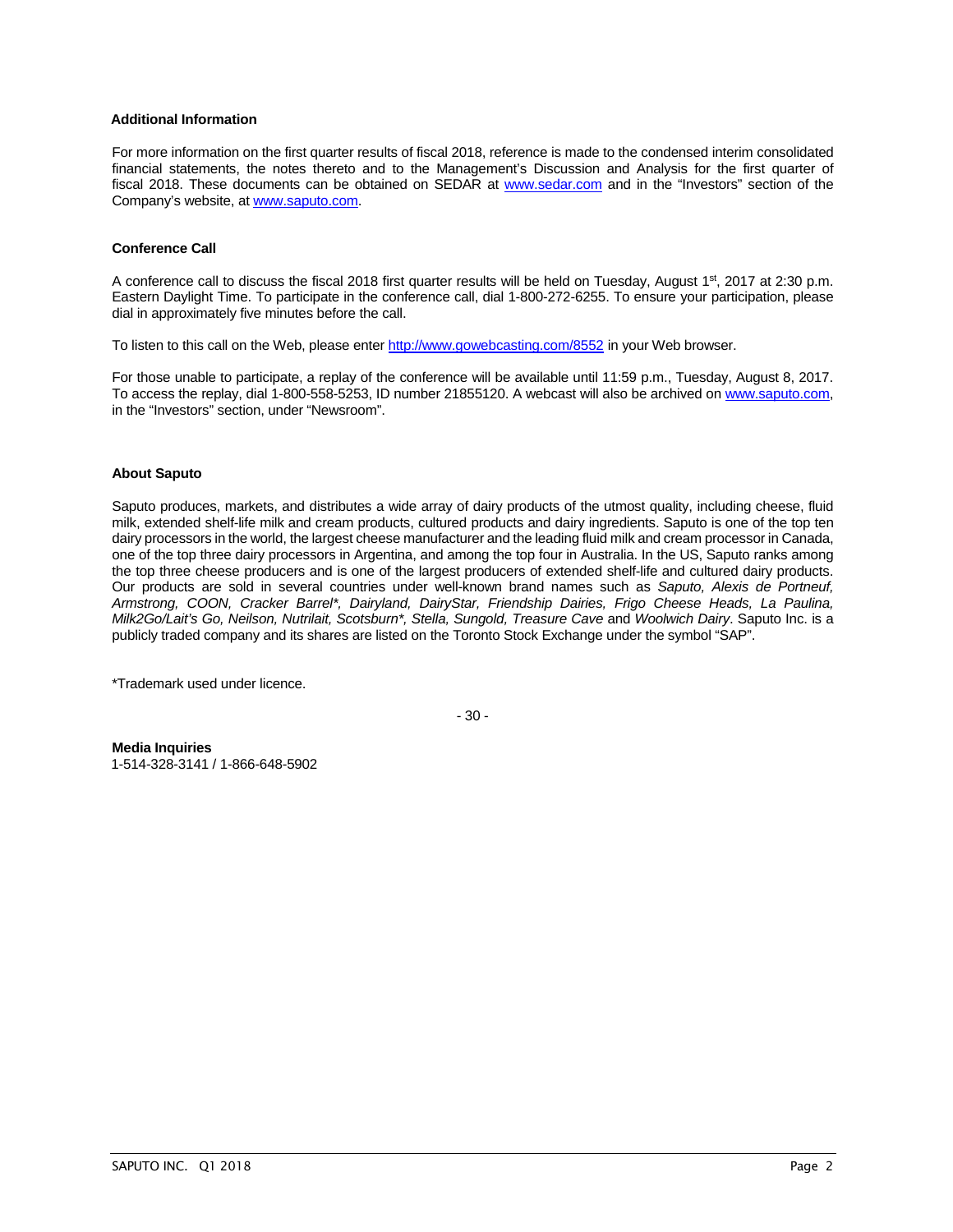### Additional Information

For more information on the first quarter results of fiscal 2018, reference is made to the condensed interim consolidated financial statements, the notes thereto and to the Management's Discussion and Analysis for the first quarter of fiscal 2018. These documents can be obtained on SEDAR at [www.sedar.com](http://www.sedar.com) and in the "Investors" section of the Company's website, at [www.saputo.com](http://www.saputo.com).

### Conference Call

A conference call to discuss the fiscal 2018 first quarter results will be held on Tuesday, August 1st, 2017 at 2:30 p.m. Eastern Daylight Time. To participate in the conference call, dial 1-800-272-6255. To ensure your participation, please dial in approximately five minutes before the call.

To listen to this call on the Web, please enter [http://www.gowebcasting.com/8552](http://www.gowebcasting.com/8552) in your Web browser.

For those unable to participate, a replay of the conference will be available until 11:59 p.m., Tuesday, August 8, 2017. To access the replay, dial 1-800-558-5253, ID number 21855120. A webcast will also be archived on [www.saputo.com](http://www.saputo.com), in the "Investors" section, under "Newsroom".

### About Saputo

Saputo produces, markets, and distributes a wide array of dairy products of the utmost quality, including cheese, fluid milk, extended shelf-life milk and cream products, cultured products and dairy ingredients. Saputo is one of the top ten dairy processors in the world, the largest cheese manufacturer and the leading fluid milk and cream processor in Canada, one of the top three dairy processors in Argentina, and among the top four in Australia. In the US, Saputo ranks among the top three cheese producers and is one of the largest producers of extended shelf-life and cultured dairy products. Our products are sold in several countries under well-known brand names such as *Saputo, Alexis de Portneuf, Armstrong, COON, Cracker Barrel\*, Dairyland, DairyStar, Friendship Dairies, Frigo Cheese Heads, La Paulina, Milk2Go/Lait's Go, Neilson, Nutrilait, Scotsburn\*, Stella, Sungold, Treasure Cave* and *Woolwich Dairy*. Saputo Inc. is a publicly traded company and its shares are listed on the Toronto Stock Exchange under the symbol "SAP".

*Trademark used under licence.

\- 30 -

**Media Inquiries**
1-514-328-3141 / 1-866-648-5902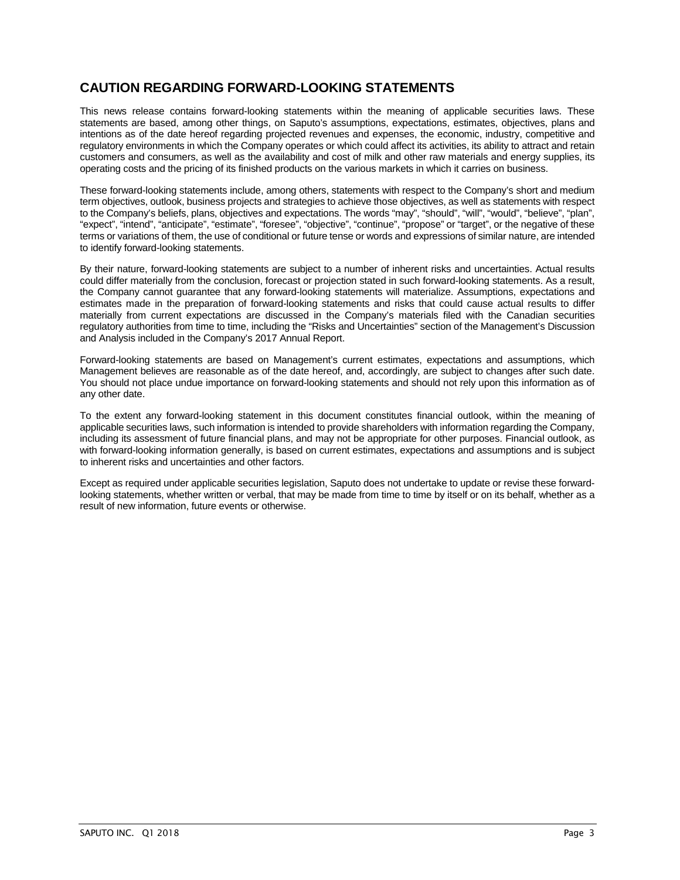## CAUTION REGARDING FORWARD-LOOKING STATEMENTS

This news release contains forward-looking statements within the meaning of applicable securities laws. These statements are based, among other things, on Saputo's assumptions, expectations, estimates, objectives, plans and intentions as of the date hereof regarding projected revenues and expenses, the economic, industry, competitive and regulatory environments in which the Company operates or which could affect its activities, its ability to attract and retain customers and consumers, as well as the availability and cost of milk and other raw materials and energy supplies, its operating costs and the pricing of its finished products on the various markets in which it carries on business.

These forward-looking statements include, among others, statements with respect to the Company's short and medium term objectives, outlook, business projects and strategies to achieve those objectives, as well as statements with respect to the Company's beliefs, plans, objectives and expectations. The words "may", "should", "will", "would", "believe", "plan", "expect", "intend", "anticipate", "estimate", "foresee", "objective", "continue", "propose" or "target", or the negative of these terms or variations of them, the use of conditional or future tense or words and expressions of similar nature, are intended to identify forward-looking statements.

By their nature, forward-looking statements are subject to a number of inherent risks and uncertainties. Actual results could differ materially from the conclusion, forecast or projection stated in such forward-looking statements. As a result, the Company cannot guarantee that any forward-looking statements will materialize. Assumptions, expectations and estimates made in the preparation of forward-looking statements and risks that could cause actual results to differ materially from current expectations are discussed in the Company's materials filed with the Canadian securities regulatory authorities from time to time, including the "Risks and Uncertainties" section of the Management's Discussion and Analysis included in the Company's 2017 Annual Report.

Forward-looking statements are based on Management's current estimates, expectations and assumptions, which Management believes are reasonable as of the date hereof, and, accordingly, are subject to changes after such date. You should not place undue importance on forward-looking statements and should not rely upon this information as of any other date.

To the extent any forward-looking statement in this document constitutes financial outlook, within the meaning of applicable securities laws, such information is intended to provide shareholders with information regarding the Company, including its assessment of future financial plans, and may not be appropriate for other purposes. Financial outlook, as with forward-looking information generally, is based on current estimates, expectations and assumptions and is subject to inherent risks and uncertainties and other factors.

Except as required under applicable securities legislation, Saputo does not undertake to update or revise these forward-looking statements, whether written or verbal, that may be made from time to time by itself or on its behalf, whether as a result of new information, future events or otherwise.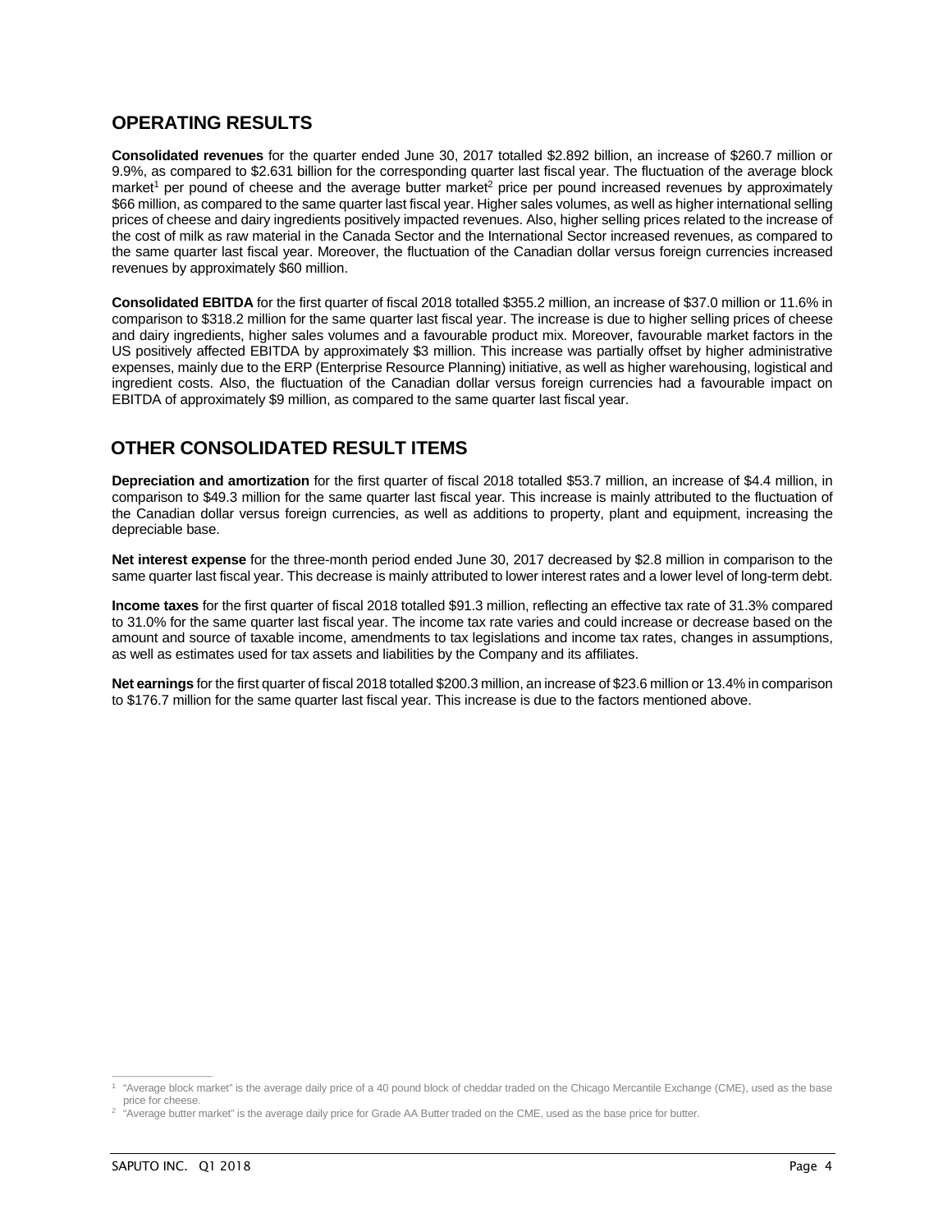## OPERATING RESULTS

**Consolidated revenues** for the quarter ended June 30, 2017 totalled $2.892 billion, an increase of $260.7 million or 9.9%, as compared to $2.631 billion for the corresponding quarter last fiscal year. The fluctuation of the average block market[1] per pound of cheese and the average butter market[2] price per pound increased revenues by approximately $66 million, as compared to the same quarter last fiscal year. Higher sales volumes, as well as higher international selling prices of cheese and dairy ingredients positively impacted revenues. Also, higher selling prices related to the increase of the cost of milk as raw material in the Canada Sector and the International Sector increased revenues, as compared to the same quarter last fiscal year. Moreover, the fluctuation of the Canadian dollar versus foreign currencies increased revenues by approximately $60 million.

**Consolidated EBITDA** for the first quarter of fiscal 2018 totalled $355.2 million, an increase of $37.0 million or 11.6% in comparison to $318.2 million for the same quarter last fiscal year. The increase is due to higher selling prices of cheese and dairy ingredients, higher sales volumes and a favourable product mix. Moreover, favourable market factors in the US positively affected EBITDA by approximately $3 million. This increase was partially offset by higher administrative expenses, mainly due to the ERP (Enterprise Resource Planning) initiative, as well as higher warehousing, logistical and ingredient costs. Also, the fluctuation of the Canadian dollar versus foreign currencies had a favourable impact on EBITDA of approximately $9 million, as compared to the same quarter last fiscal year.

## OTHER CONSOLIDATED RESULT ITEMS

**Depreciation and amortization** for the first quarter of fiscal 2018 totalled $53.7 million, an increase of $4.4 million, in comparison to $49.3 million for the same quarter last fiscal year. This increase is mainly attributed to the fluctuation of the Canadian dollar versus foreign currencies, as well as additions to property, plant and equipment, increasing the depreciable base.

**Net interest expense** for the three-month period ended June 30, 2017 decreased by $2.8 million in comparison to the same quarter last fiscal year. This decrease is mainly attributed to lower interest rates and a lower level of long-term debt.

**Income taxes** for the first quarter of fiscal 2018 totalled $91.3 million, reflecting an effective tax rate of 31.3% compared to 31.0% for the same quarter last fiscal year. The income tax rate varies and could increase or decrease based on the amount and source of taxable income, amendments to tax legislations and income tax rates, changes in assumptions, as well as estimates used for tax assets and liabilities by the Company and its affiliates.

**Net earnings** for the first quarter of fiscal 2018 totalled $200.3 million, an increase of $23.6 million or 13.4% in comparison to $176.7 million for the same quarter last fiscal year. This increase is due to the factors mentioned above.

---

[1] "Average block market" is the average daily price of a 40 pound block of cheddar traded on the Chicago Mercantile Exchange (CME), used as the base price for cheese.

[2] "Average butter market" is the average daily price for Grade AA Butter traded on the CME, used as the base price for butter.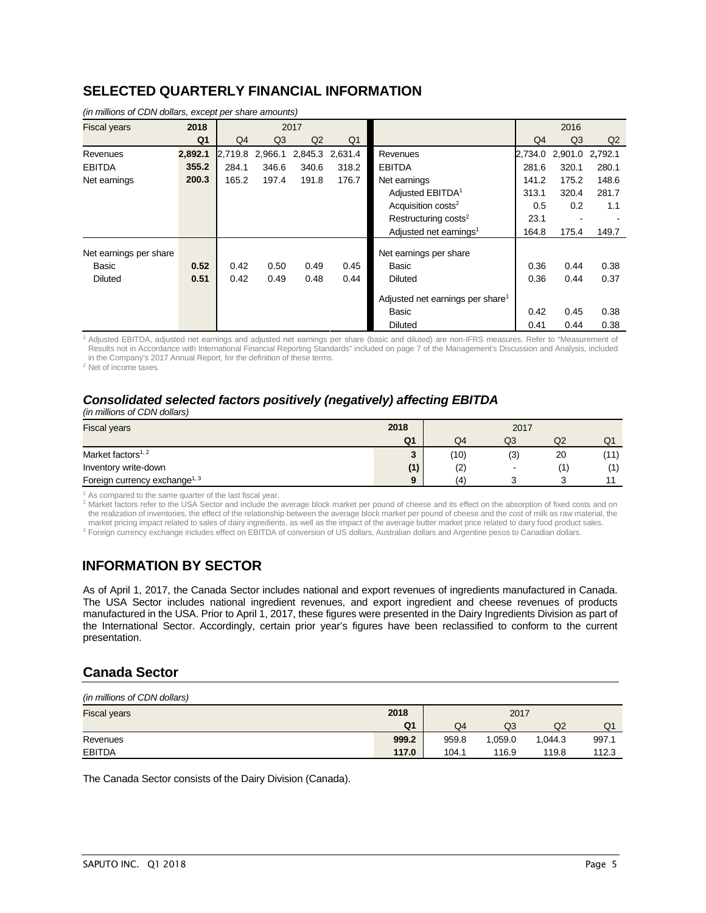## SELECTED QUARTERLY FINANCIAL INFORMATION

*(in millions of CDN dollars, except per share amounts)*

| Fiscal years | 2018 | 2017 | | | | | 2016 | | |
|---|---|---|---|---|---|---|---|---|---|
| | **Q1** | Q4 | Q3 | Q2 | Q1 | | Q4 | Q3 | Q2 |
| Revenues | **2,892.1** | 2,719.8 | 2,966.1 | 2,845.3 | 2,631.4 | Revenues | 2,734.0 | 2,901.0 | 2,792.1 |
| EBITDA | **355.2** | 284.1 | 346.6 | 340.6 | 318.2 | EBITDA | 281.6 | 320.1 | 280.1 |
| Net earnings | **200.3** | 165.2 | 197.4 | 191.8 | 176.7 | Net earnings | 141.2 | 175.2 | 148.6 |
| | | | | | | Adjusted EBITDA[1] | 313.1 | 320.4 | 281.7 |
| | | | | | | Acquisition costs[2] | 0.5 | 0.2 | 1.1 |
| | | | | | | Restructuring costs[2] | 23.1 | - | - |
| | | | | | | Adjusted net earnings[1] | 164.8 | 175.4 | 149.7 |
| Net earnings per share | | | | | | Net earnings per share | | | |
| Basic | **0.52** | 0.42 | 0.50 | 0.49 | 0.45 | Basic | 0.36 | 0.44 | 0.38 |
| Diluted | **0.51** | 0.42 | 0.49 | 0.48 | 0.44 | Diluted | 0.36 | 0.44 | 0.37 |
| | | | | | | Adjusted net earnings per share[1] | | | |
| | | | | | | Basic | 0.42 | 0.45 | 0.38 |
| | | | | | | Diluted | 0.41 | 0.44 | 0.38 |

[1] Adjusted EBITDA, adjusted net earnings and adjusted net earnings per share (basic and diluted) are non-IFRS measures. Refer to "Measurement of Results not in Accordance with International Financial Reporting Standards" included on page 7 of the Management's Discussion and Analysis, included in the Company's 2017 Annual Report, for the definition of these terms.
[2] Net of income taxes.

### *Consolidated selected factors positively (negatively) affecting EBITDA*

*(in millions of CDN dollars)*

| Fiscal years | 2018 | 2017 | | | |
|---|---|---|---|---|---|
| | **Q1** | Q4 | Q3 | Q2 | Q1 |
| Market factors[1, 2] | **3** | (10) | (3) | 20 | (11) |
| Inventory write-down | **(1)** | (2) | - | (1) | (1) |
| Foreign currency exchange[1, 3] | **9** | (4) | 3 | 3 | 11 |

[1] As compared to the same quarter of the last fiscal year.
[2] Market factors refer to the USA Sector and include the average block market per pound of cheese and its effect on the absorption of fixed costs and on the realization of inventories, the effect of the relationship between the average block market per pound of cheese and the cost of milk as raw material, the market pricing impact related to sales of dairy ingredients, as well as the impact of the average butter market price related to dairy food product sales.
[3] Foreign currency exchange includes effect on EBITDA of conversion of US dollars, Australian dollars and Argentine pesos to Canadian dollars.

## INFORMATION BY SECTOR

As of April 1, 2017, the Canada Sector includes national and export revenues of ingredients manufactured in Canada. The USA Sector includes national ingredient revenues, and export ingredient and cheese revenues of products manufactured in the USA. Prior to April 1, 2017, these figures were presented in the Dairy Ingredients Division as part of the International Sector. Accordingly, certain prior year's figures have been reclassified to conform to the current presentation.

## Canada Sector

*(in millions of CDN dollars)*

| Fiscal years | 2018 | 2017 | | | |
|---|---|---|---|---|---|
| | **Q1** | Q4 | Q3 | Q2 | Q1 |
| Revenues | **999.2** | 959.8 | 1,059.0 | 1,044.3 | 997.1 |
| EBITDA | **117.0** | 104.1 | 116.9 | 119.8 | 112.3 |

The Canada Sector consists of the Dairy Division (Canada).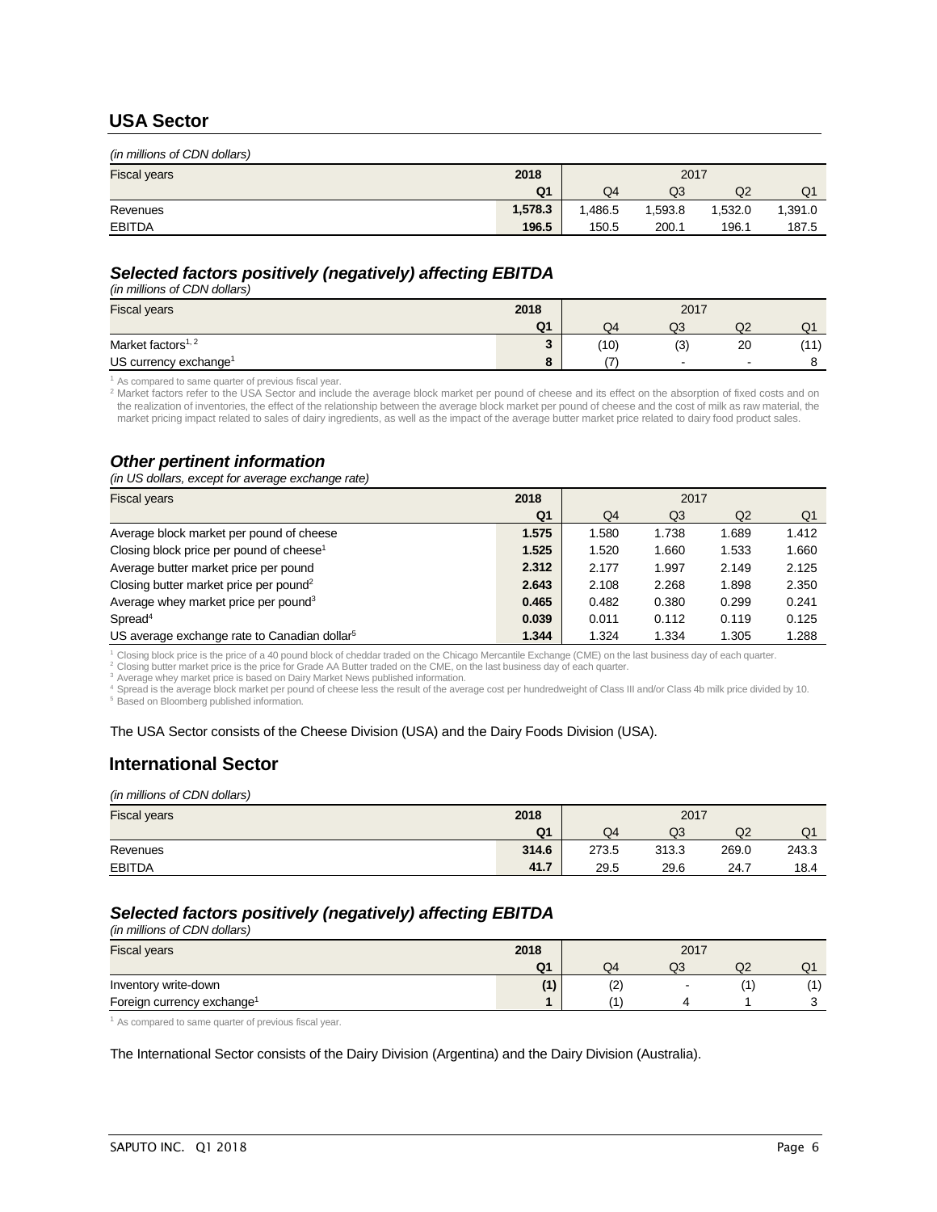## USA Sector

*(in millions of CDN dollars)*

| Fiscal years | 2018 | 2017 | | | |
|---|---|---|---|---|---|
| | **Q1** | Q4 | Q3 | Q2 | Q1 |
| Revenues | **1,578.3** | 1,486.5 | 1,593.8 | 1,532.0 | 1,391.0 |
| EBITDA | **196.5** | 150.5 | 200.1 | 196.1 | 187.5 |

### *Selected factors positively (negatively) affecting EBITDA*

*(in millions of CDN dollars)*

| Fiscal years | 2018 | 2017 | | | |
|---|---|---|---|---|---|
| | **Q1** | Q4 | Q3 | Q2 | Q1 |
| Market factors[1, 2] | **3** | (10) | (3) | 20 | (11) |
| US currency exchange[1] | **8** | (7) | - | - | 8 |

[1] As compared to same quarter of previous fiscal year.
[2] Market factors refer to the USA Sector and include the average block market per pound of cheese and its effect on the absorption of fixed costs and on the realization of inventories, the effect of the relationship between the average block market per pound of cheese and the cost of milk as raw material, the market pricing impact related to sales of dairy ingredients, as well as the impact of the average butter market price related to dairy food product sales.

### *Other pertinent information*

*(in US dollars, except for average exchange rate)*

| Fiscal years | 2018 | 2017 | | | |
|---|---|---|---|---|---|
| | **Q1** | Q4 | Q3 | Q2 | Q1 |
| Average block market per pound of cheese | **1.575** | 1.580 | 1.738 | 1.689 | 1.412 |
| Closing block price per pound of cheese[1] | **1.525** | 1.520 | 1.660 | 1.533 | 1.660 |
| Average butter market price per pound | **2.312** | 2.177 | 1.997 | 2.149 | 2.125 |
| Closing butter market price per pound[2] | **2.643** | 2.108 | 2.268 | 1.898 | 2.350 |
| Average whey market price per pound[3] | **0.465** | 0.482 | 0.380 | 0.299 | 0.241 |
| Spread[4] | **0.039** | 0.011 | 0.112 | 0.119 | 0.125 |
| US average exchange rate to Canadian dollar[5] | **1.344** | 1.324 | 1.334 | 1.305 | 1.288 |

[1] Closing block price is the price of a 40 pound block of cheddar traded on the Chicago Mercantile Exchange (CME) on the last business day of each quarter.
[2] Closing butter market price is the price for Grade AA Butter traded on the CME, on the last business day of each quarter.
[3] Average whey market price is based on Dairy Market News published information.
[4] Spread is the average block market per pound of cheese less the result of the average cost per hundredweight of Class III and/or Class 4b milk price divided by 10.
[5] Based on Bloomberg published information.

The USA Sector consists of the Cheese Division (USA) and the Dairy Foods Division (USA).

## International Sector

*(in millions of CDN dollars)*

| Fiscal years | 2018 | 2017 | | | |
|---|---|---|---|---|---|
| | **Q1** | Q4 | Q3 | Q2 | Q1 |
| Revenues | **314.6** | 273.5 | 313.3 | 269.0 | 243.3 |
| EBITDA | **41.7** | 29.5 | 29.6 | 24.7 | 18.4 |

### *Selected factors positively (negatively) affecting EBITDA*

*(in millions of CDN dollars)*

| Fiscal years | 2018 | 2017 | | | |
|---|---|---|---|---|---|
| | **Q1** | Q4 | Q3 | Q2 | Q1 |
| Inventory write-down | **(1)** | (2) | - | (1) | (1) |
| Foreign currency exchange[1] | **1** | (1) | 4 | 1 | 3 |

[1] As compared to same quarter of previous fiscal year.

The International Sector consists of the Dairy Division (Argentina) and the Dairy Division (Australia).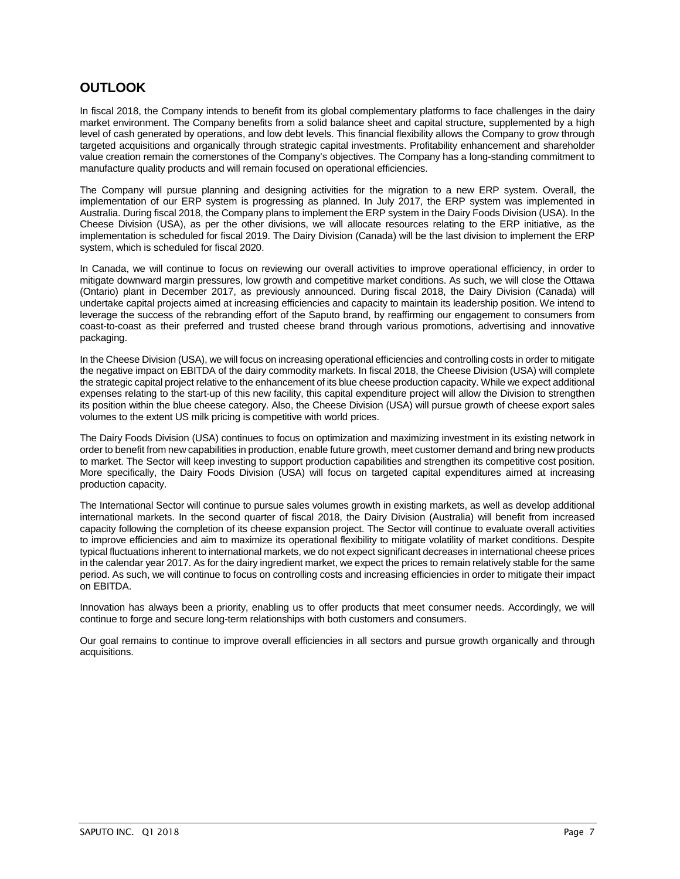## OUTLOOK

In fiscal 2018, the Company intends to benefit from its global complementary platforms to face challenges in the dairy market environment. The Company benefits from a solid balance sheet and capital structure, supplemented by a high level of cash generated by operations, and low debt levels. This financial flexibility allows the Company to grow through targeted acquisitions and organically through strategic capital investments. Profitability enhancement and shareholder value creation remain the cornerstones of the Company's objectives. The Company has a long-standing commitment to manufacture quality products and will remain focused on operational efficiencies.

The Company will pursue planning and designing activities for the migration to a new ERP system. Overall, the implementation of our ERP system is progressing as planned. In July 2017, the ERP system was implemented in Australia. During fiscal 2018, the Company plans to implement the ERP system in the Dairy Foods Division (USA). In the Cheese Division (USA), as per the other divisions, we will allocate resources relating to the ERP initiative, as the implementation is scheduled for fiscal 2019. The Dairy Division (Canada) will be the last division to implement the ERP system, which is scheduled for fiscal 2020.

In Canada, we will continue to focus on reviewing our overall activities to improve operational efficiency, in order to mitigate downward margin pressures, low growth and competitive market conditions. As such, we will close the Ottawa (Ontario) plant in December 2017, as previously announced. During fiscal 2018, the Dairy Division (Canada) will undertake capital projects aimed at increasing efficiencies and capacity to maintain its leadership position. We intend to leverage the success of the rebranding effort of the Saputo brand, by reaffirming our engagement to consumers from coast-to-coast as their preferred and trusted cheese brand through various promotions, advertising and innovative packaging.

In the Cheese Division (USA), we will focus on increasing operational efficiencies and controlling costs in order to mitigate the negative impact on EBITDA of the dairy commodity markets. In fiscal 2018, the Cheese Division (USA) will complete the strategic capital project relative to the enhancement of its blue cheese production capacity. While we expect additional expenses relating to the start-up of this new facility, this capital expenditure project will allow the Division to strengthen its position within the blue cheese category. Also, the Cheese Division (USA) will pursue growth of cheese export sales volumes to the extent US milk pricing is competitive with world prices.

The Dairy Foods Division (USA) continues to focus on optimization and maximizing investment in its existing network in order to benefit from new capabilities in production, enable future growth, meet customer demand and bring new products to market. The Sector will keep investing to support production capabilities and strengthen its competitive cost position. More specifically, the Dairy Foods Division (USA) will focus on targeted capital expenditures aimed at increasing production capacity.

The International Sector will continue to pursue sales volumes growth in existing markets, as well as develop additional international markets. In the second quarter of fiscal 2018, the Dairy Division (Australia) will benefit from increased capacity following the completion of its cheese expansion project. The Sector will continue to evaluate overall activities to improve efficiencies and aim to maximize its operational flexibility to mitigate volatility of market conditions. Despite typical fluctuations inherent to international markets, we do not expect significant decreases in international cheese prices in the calendar year 2017. As for the dairy ingredient market, we expect the prices to remain relatively stable for the same period. As such, we will continue to focus on controlling costs and increasing efficiencies in order to mitigate their impact on EBITDA.

Innovation has always been a priority, enabling us to offer products that meet consumer needs. Accordingly, we will continue to forge and secure long-term relationships with both customers and consumers.

Our goal remains to continue to improve overall efficiencies in all sectors and pursue growth organically and through acquisitions.